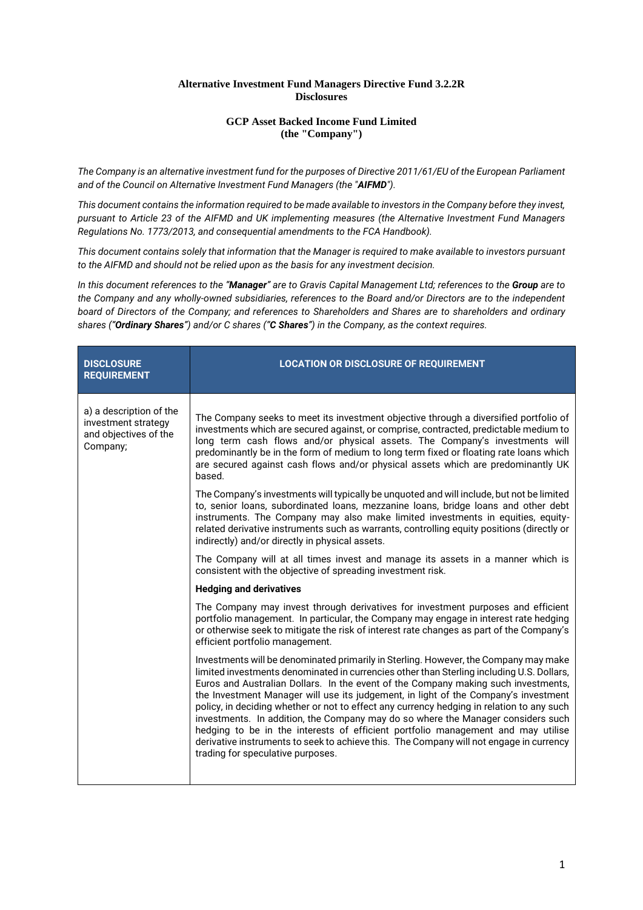**Alternative Investment Fund Managers Directive Fund 3.2.2R Disclosures**

**GCP Asset Backed Income Fund Limited (the "Company")**

*The Company is an alternative investment fund for the purposes of Directive 2011/61/EU of the European Parliament and of the Council on Alternative Investment Fund Managers (the "**AIFMD**").*

*This document contains the information required to be made available to investors in the Company before they invest, pursuant to Article 23 of the AIFMD and UK implementing measures (the Alternative Investment Fund Managers Regulations No. 1773/2013, and consequential amendments to the FCA Handbook).*

*This document contains solely that information that the Manager is required to make available to investors pursuant to the AIFMD and should not be relied upon as the basis for any investment decision.*

*In this document references to the "**Manager**" are to Gravis Capital Management Ltd; references to the **Group** are to the Company and any wholly-owned subsidiaries, references to the Board and/or Directors are to the independent board of Directors of the Company; and references to Shareholders and Shares are to shareholders and ordinary shares ("**Ordinary Shares**") and/or C shares ("**C Shares**") in the Company, as the context requires.*

| DISCLOSURE REQUIREMENT | LOCATION OR DISCLOSURE OF REQUIREMENT |
|---|---|
| a) a description of the investment strategy and objectives of the Company; | The Company seeks to meet its investment objective through a diversified portfolio of investments which are secured against, or comprise, contracted, predictable medium to long term cash flows and/or physical assets. The Company's investments will predominantly be in the form of medium to long term fixed or floating rate loans which are secured against cash flows and/or physical assets which are predominantly UK based.<br><br>The Company's investments will typically be unquoted and will include, but not be limited to, senior loans, subordinated loans, mezzanine loans, bridge loans and other debt instruments. The Company may also make limited investments in equities, equity-related derivative instruments such as warrants, controlling equity positions (directly or indirectly) and/or directly in physical assets.<br><br>The Company will at all times invest and manage its assets in a manner which is consistent with the objective of spreading investment risk.<br><br>**Hedging and derivatives**<br><br>The Company may invest through derivatives for investment purposes and efficient portfolio management. In particular, the Company may engage in interest rate hedging or otherwise seek to mitigate the risk of interest rate changes as part of the Company's efficient portfolio management.<br><br>Investments will be denominated primarily in Sterling. However, the Company may make limited investments denominated in currencies other than Sterling including U.S. Dollars, Euros and Australian Dollars. In the event of the Company making such investments, the Investment Manager will use its judgement, in light of the Company's investment policy, in deciding whether or not to effect any currency hedging in relation to any such investments. In addition, the Company may do so where the Manager considers such hedging to be in the interests of efficient portfolio management and may utilise derivative instruments to seek to achieve this. The Company will not engage in currency trading for speculative purposes. |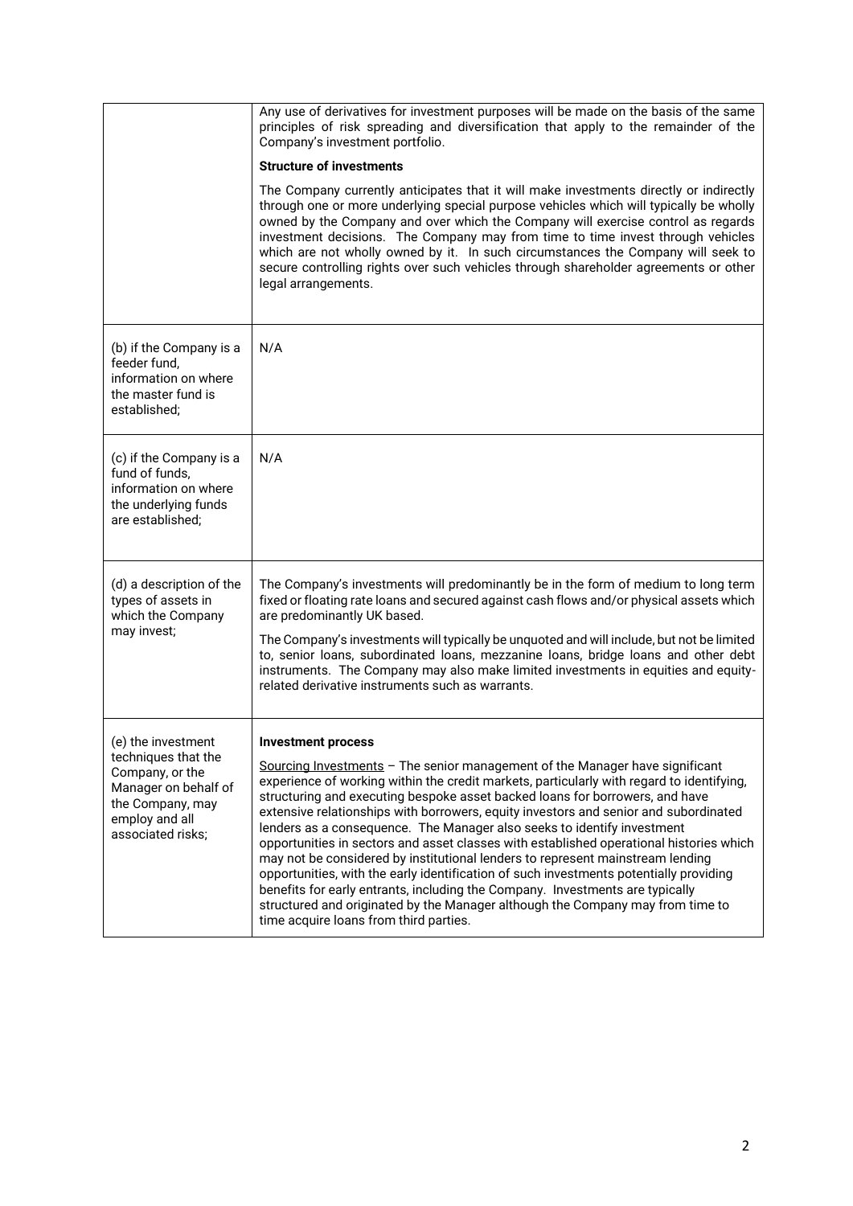| | |
|---|---|
| | Any use of derivatives for investment purposes will be made on the basis of the same principles of risk spreading and diversification that apply to the remainder of the Company's investment portfolio.<br><br>**Structure of investments**<br><br>The Company currently anticipates that it will make investments directly or indirectly through one or more underlying special purpose vehicles which will typically be wholly owned by the Company and over which the Company will exercise control as regards investment decisions. The Company may from time to time invest through vehicles which are not wholly owned by it. In such circumstances the Company will seek to secure controlling rights over such vehicles through shareholder agreements or other legal arrangements. |
| (b) if the Company is a feeder fund, information on where the master fund is established; | N/A |
| (c) if the Company is a fund of funds, information on where the underlying funds are established; | N/A |
| (d) a description of the types of assets in which the Company may invest; | The Company's investments will predominantly be in the form of medium to long term fixed or floating rate loans and secured against cash flows and/or physical assets which are predominantly UK based.<br><br>The Company's investments will typically be unquoted and will include, but not be limited to, senior loans, subordinated loans, mezzanine loans, bridge loans and other debt instruments. The Company may also make limited investments in equities and equity-related derivative instruments such as warrants. |
| (e) the investment techniques that the Company, or the Manager on behalf of the Company, may employ and all associated risks; | **Investment process**<br><br>Sourcing Investments – The senior management of the Manager have significant experience of working within the credit markets, particularly with regard to identifying, structuring and executing bespoke asset backed loans for borrowers, and have extensive relationships with borrowers, equity investors and senior and subordinated lenders as a consequence. The Manager also seeks to identify investment opportunities in sectors and asset classes with established operational histories which may not be considered by institutional lenders to represent mainstream lending opportunities, with the early identification of such investments potentially providing benefits for early entrants, including the Company. Investments are typically structured and originated by the Manager although the Company may from time to time acquire loans from third parties. |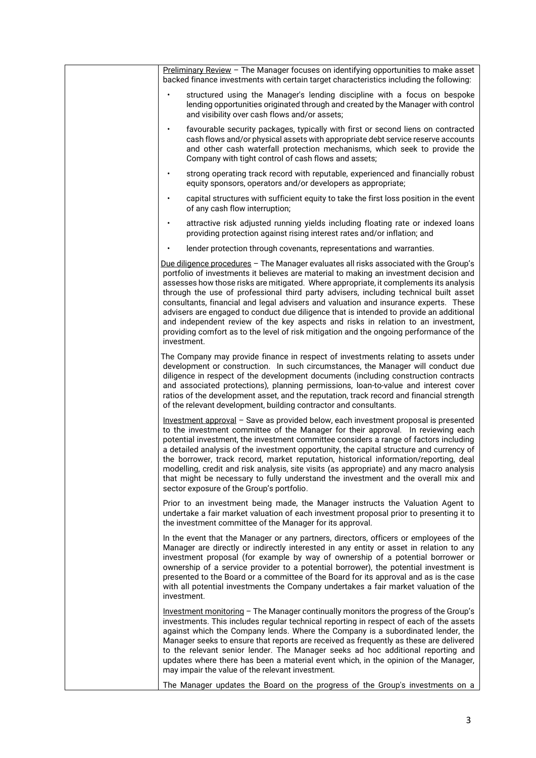Preliminary Review – The Manager focuses on identifying opportunities to make asset backed finance investments with certain target characteristics including the following:

- structured using the Manager's lending discipline with a focus on bespoke lending opportunities originated through and created by the Manager with control and visibility over cash flows and/or assets;
- favourable security packages, typically with first or second liens on contracted cash flows and/or physical assets with appropriate debt service reserve accounts and other cash waterfall protection mechanisms, which seek to provide the Company with tight control of cash flows and assets;
- strong operating track record with reputable, experienced and financially robust equity sponsors, operators and/or developers as appropriate;
- capital structures with sufficient equity to take the first loss position in the event of any cash flow interruption;
- attractive risk adjusted running yields including floating rate or indexed loans providing protection against rising interest rates and/or inflation; and
- lender protection through covenants, representations and warranties.

Due diligence procedures – The Manager evaluates all risks associated with the Group's portfolio of investments it believes are material to making an investment decision and assesses how those risks are mitigated. Where appropriate, it complements its analysis through the use of professional third party advisers, including technical built asset consultants, financial and legal advisers and valuation and insurance experts. These advisers are engaged to conduct due diligence that is intended to provide an additional and independent review of the key aspects and risks in relation to an investment, providing comfort as to the level of risk mitigation and the ongoing performance of the investment.

The Company may provide finance in respect of investments relating to assets under development or construction. In such circumstances, the Manager will conduct due diligence in respect of the development documents (including construction contracts and associated protections), planning permissions, loan-to-value and interest cover ratios of the development asset, and the reputation, track record and financial strength of the relevant development, building contractor and consultants.

Investment approval – Save as provided below, each investment proposal is presented to the investment committee of the Manager for their approval. In reviewing each potential investment, the investment committee considers a range of factors including a detailed analysis of the investment opportunity, the capital structure and currency of the borrower, track record, market reputation, historical information/reporting, deal modelling, credit and risk analysis, site visits (as appropriate) and any macro analysis that might be necessary to fully understand the investment and the overall mix and sector exposure of the Group's portfolio.

Prior to an investment being made, the Manager instructs the Valuation Agent to undertake a fair market valuation of each investment proposal prior to presenting it to the investment committee of the Manager for its approval.

In the event that the Manager or any partners, directors, officers or employees of the Manager are directly or indirectly interested in any entity or asset in relation to any investment proposal (for example by way of ownership of a potential borrower or ownership of a service provider to a potential borrower), the potential investment is presented to the Board or a committee of the Board for its approval and as is the case with all potential investments the Company undertakes a fair market valuation of the investment.

Investment monitoring – The Manager continually monitors the progress of the Group's investments. This includes regular technical reporting in respect of each of the assets against which the Company lends. Where the Company is a subordinated lender, the Manager seeks to ensure that reports are received as frequently as these are delivered to the relevant senior lender. The Manager seeks ad hoc additional reporting and updates where there has been a material event which, in the opinion of the Manager, may impair the value of the relevant investment.

The Manager updates the Board on the progress of the Group's investments on a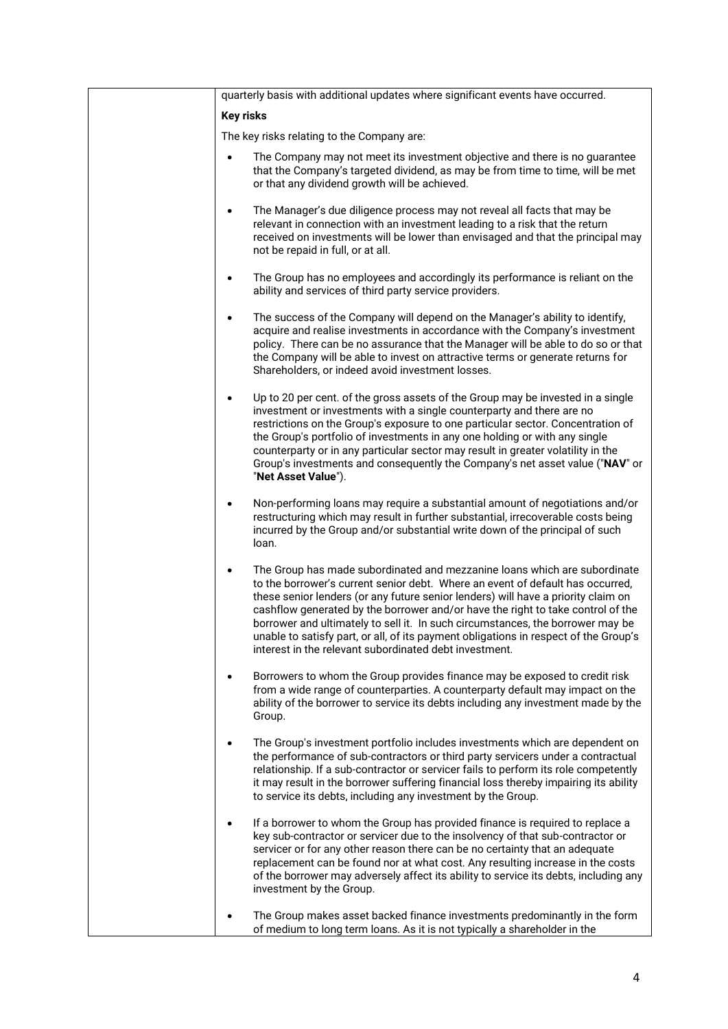quarterly basis with additional updates where significant events have occurred.

**Key risks**

The key risks relating to the Company are:

- The Company may not meet its investment objective and there is no guarantee that the Company's targeted dividend, as may be from time to time, will be met or that any dividend growth will be achieved.
- The Manager's due diligence process may not reveal all facts that may be relevant in connection with an investment leading to a risk that the return received on investments will be lower than envisaged and that the principal may not be repaid in full, or at all.
- The Group has no employees and accordingly its performance is reliant on the ability and services of third party service providers.
- The success of the Company will depend on the Manager's ability to identify, acquire and realise investments in accordance with the Company's investment policy. There can be no assurance that the Manager will be able to do so or that the Company will be able to invest on attractive terms or generate returns for Shareholders, or indeed avoid investment losses.
- Up to 20 per cent. of the gross assets of the Group may be invested in a single investment or investments with a single counterparty and there are no restrictions on the Group's exposure to one particular sector. Concentration of the Group's portfolio of investments in any one holding or with any single counterparty or in any particular sector may result in greater volatility in the Group's investments and consequently the Company's net asset value ("**NAV**" or "**Net Asset Value**").
- Non-performing loans may require a substantial amount of negotiations and/or restructuring which may result in further substantial, irrecoverable costs being incurred by the Group and/or substantial write down of the principal of such loan.
- The Group has made subordinated and mezzanine loans which are subordinate to the borrower's current senior debt. Where an event of default has occurred, these senior lenders (or any future senior lenders) will have a priority claim on cashflow generated by the borrower and/or have the right to take control of the borrower and ultimately to sell it. In such circumstances, the borrower may be unable to satisfy part, or all, of its payment obligations in respect of the Group's interest in the relevant subordinated debt investment.
- Borrowers to whom the Group provides finance may be exposed to credit risk from a wide range of counterparties. A counterparty default may impact on the ability of the borrower to service its debts including any investment made by the Group.
- The Group's investment portfolio includes investments which are dependent on the performance of sub-contractors or third party servicers under a contractual relationship. If a sub-contractor or servicer fails to perform its role competently it may result in the borrower suffering financial loss thereby impairing its ability to service its debts, including any investment by the Group.
- If a borrower to whom the Group has provided finance is required to replace a key sub-contractor or servicer due to the insolvency of that sub-contractor or servicer or for any other reason there can be no certainty that an adequate replacement can be found nor at what cost. Any resulting increase in the costs of the borrower may adversely affect its ability to service its debts, including any investment by the Group.
- The Group makes asset backed finance investments predominantly in the form of medium to long term loans. As it is not typically a shareholder in the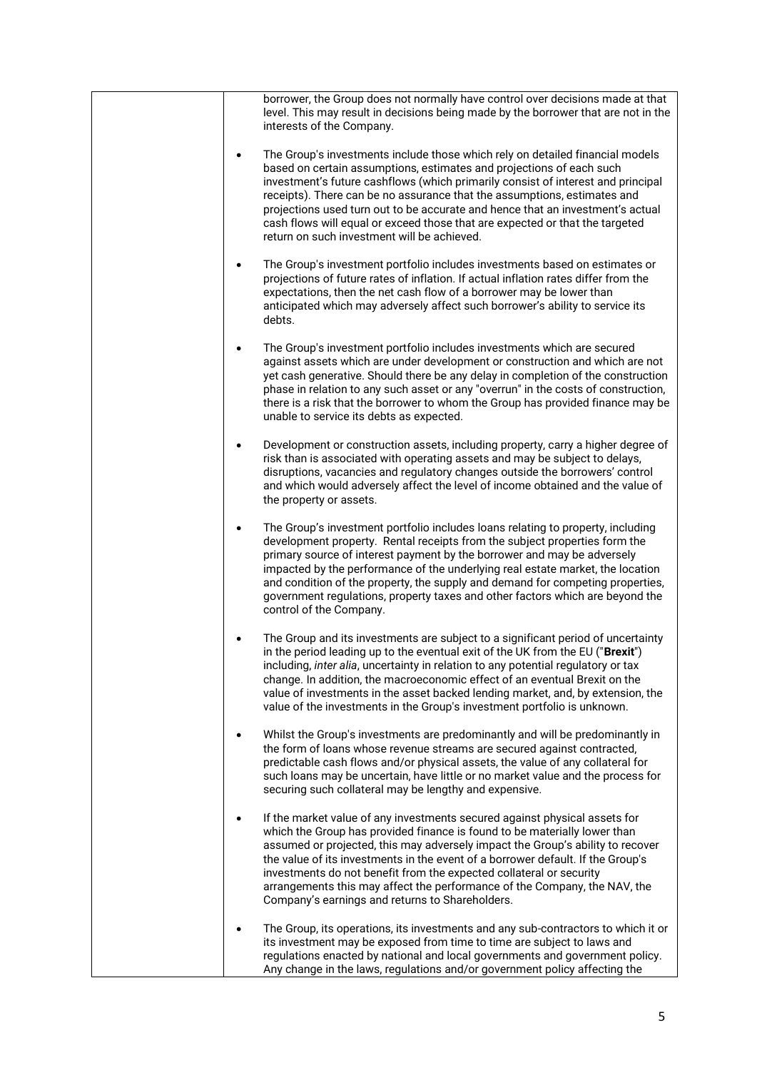| | borrower, the Group does not normally have control over decisions made at that level. This may result in decisions being made by the borrower that are not in the interests of the Company.<br><br>• The Group's investments include those which rely on detailed financial models based on certain assumptions, estimates and projections of each such investment's future cashflows (which primarily consist of interest and principal receipts). There can be no assurance that the assumptions, estimates and projections used turn out to be accurate and hence that an investment's actual cash flows will equal or exceed those that are expected or that the targeted return on such investment will be achieved.<br><br>• The Group's investment portfolio includes investments based on estimates or projections of future rates of inflation. If actual inflation rates differ from the expectations, then the net cash flow of a borrower may be lower than anticipated which may adversely affect such borrower's ability to service its debts.<br><br>• The Group's investment portfolio includes investments which are secured against assets which are under development or construction and which are not yet cash generative. Should there be any delay in completion of the construction phase in relation to any such asset or any "overrun" in the costs of construction, there is a risk that the borrower to whom the Group has provided finance may be unable to service its debts as expected.<br><br>• Development or construction assets, including property, carry a higher degree of risk than is associated with operating assets and may be subject to delays, disruptions, vacancies and regulatory changes outside the borrowers' control and which would adversely affect the level of income obtained and the value of the property or assets.<br><br>• The Group's investment portfolio includes loans relating to property, including development property. Rental receipts from the subject properties form the primary source of interest payment by the borrower and may be adversely impacted by the performance of the underlying real estate market, the location and condition of the property, the supply and demand for competing properties, government regulations, property taxes and other factors which are beyond the control of the Company.<br><br>• The Group and its investments are subject to a significant period of uncertainty in the period leading up to the eventual exit of the UK from the EU ("**Brexit**") including, *inter alia*, uncertainty in relation to any potential regulatory or tax change. In addition, the macroeconomic effect of an eventual Brexit on the value of investments in the asset backed lending market, and, by extension, the value of the investments in the Group's investment portfolio is unknown.<br><br>• Whilst the Group's investments are predominantly and will be predominantly in the form of loans whose revenue streams are secured against contracted, predictable cash flows and/or physical assets, the value of any collateral for such loans may be uncertain, have little or no market value and the process for securing such collateral may be lengthy and expensive.<br><br>• If the market value of any investments secured against physical assets for which the Group has provided finance is found to be materially lower than assumed or projected, this may adversely impact the Group's ability to recover the value of its investments in the event of a borrower default. If the Group's investments do not benefit from the expected collateral or security arrangements this may affect the performance of the Company, the NAV, the Company's earnings and returns to Shareholders.<br><br>• The Group, its operations, its investments and any sub-contractors to which it or its investment may be exposed from time to time are subject to laws and regulations enacted by national and local governments and government policy. Any change in the laws, regulations and/or government policy affecting the |
|---|---|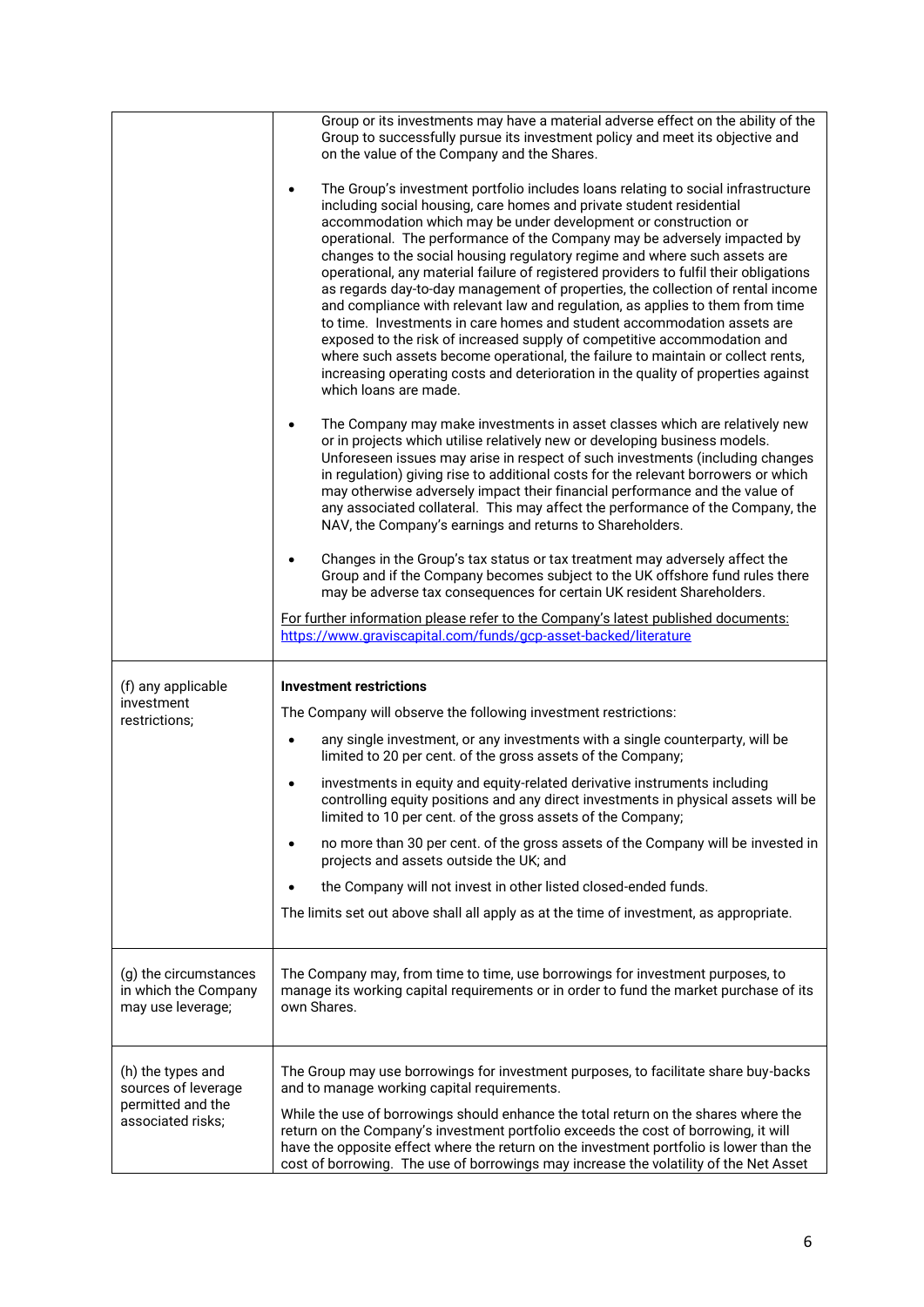| | |
|---|---|
| | Group or its investments may have a material adverse effect on the ability of the Group to successfully pursue its investment policy and meet its objective and on the value of the Company and the Shares.<br><br>• The Group's investment portfolio includes loans relating to social infrastructure including social housing, care homes and private student residential accommodation which may be under development or construction or operational. The performance of the Company may be adversely impacted by changes to the social housing regulatory regime and where such assets are operational, any material failure of registered providers to fulfil their obligations as regards day-to-day management of properties, the collection of rental income and compliance with relevant law and regulation, as applies to them from time to time. Investments in care homes and student accommodation assets are exposed to the risk of increased supply of competitive accommodation and where such assets become operational, the failure to maintain or collect rents, increasing operating costs and deterioration in the quality of properties against which loans are made.<br><br>• The Company may make investments in asset classes which are relatively new or in projects which utilise relatively new or developing business models. Unforeseen issues may arise in respect of such investments (including changes in regulation) giving rise to additional costs for the relevant borrowers or which may otherwise adversely impact their financial performance and the value of any associated collateral. This may affect the performance of the Company, the NAV, the Company's earnings and returns to Shareholders.<br><br>• Changes in the Group's tax status or tax treatment may adversely affect the Group and if the Company becomes subject to the UK offshore fund rules there may be adverse tax consequences for certain UK resident Shareholders.<br><br>For further information please refer to the Company's latest published documents: https://www.graviscapital.com/funds/gcp-asset-backed/literature |
| (f) any applicable investment restrictions; | **Investment restrictions**<br><br>The Company will observe the following investment restrictions:<br><br>• any single investment, or any investments with a single counterparty, will be limited to 20 per cent. of the gross assets of the Company;<br><br>• investments in equity and equity-related derivative instruments including controlling equity positions and any direct investments in physical assets will be limited to 10 per cent. of the gross assets of the Company;<br><br>• no more than 30 per cent. of the gross assets of the Company will be invested in projects and assets outside the UK; and<br><br>• the Company will not invest in other listed closed-ended funds.<br><br>The limits set out above shall all apply as at the time of investment, as appropriate. |
| (g) the circumstances in which the Company may use leverage; | The Company may, from time to time, use borrowings for investment purposes, to manage its working capital requirements or in order to fund the market purchase of its own Shares. |
| (h) the types and sources of leverage permitted and the associated risks; | The Group may use borrowings for investment purposes, to facilitate share buy-backs and to manage working capital requirements.<br><br>While the use of borrowings should enhance the total return on the shares where the return on the Company's investment portfolio exceeds the cost of borrowing, it will have the opposite effect where the return on the investment portfolio is lower than the cost of borrowing. The use of borrowings may increase the volatility of the Net Asset |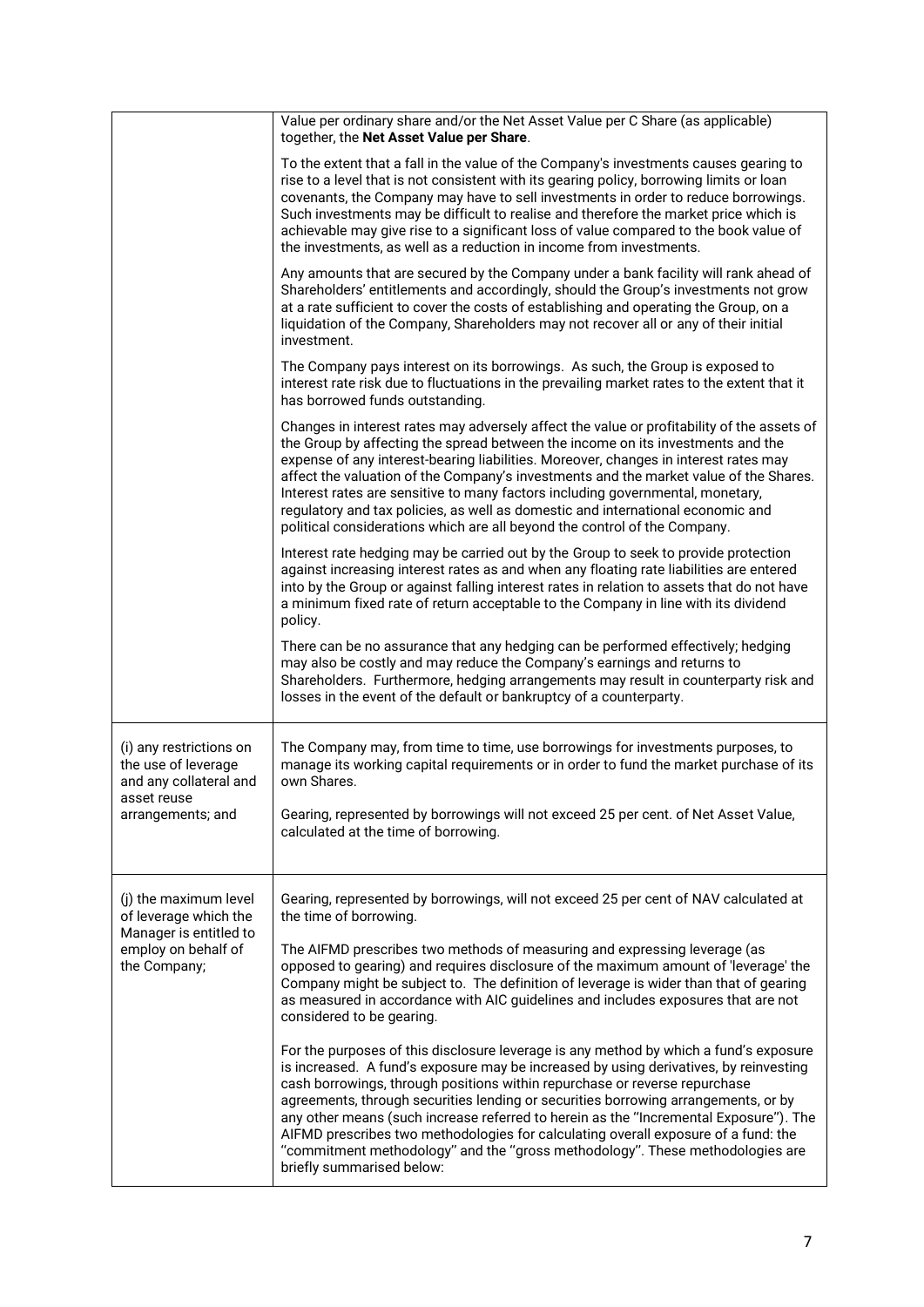| | |
|---|---|
| | Value per ordinary share and/or the Net Asset Value per C Share (as applicable) together, the **Net Asset Value per Share**.<br><br>To the extent that a fall in the value of the Company's investments causes gearing to rise to a level that is not consistent with its gearing policy, borrowing limits or loan covenants, the Company may have to sell investments in order to reduce borrowings. Such investments may be difficult to realise and therefore the market price which is achievable may give rise to a significant loss of value compared to the book value of the investments, as well as a reduction in income from investments.<br><br>Any amounts that are secured by the Company under a bank facility will rank ahead of Shareholders' entitlements and accordingly, should the Group's investments not grow at a rate sufficient to cover the costs of establishing and operating the Group, on a liquidation of the Company, Shareholders may not recover all or any of their initial investment.<br><br>The Company pays interest on its borrowings. As such, the Group is exposed to interest rate risk due to fluctuations in the prevailing market rates to the extent that it has borrowed funds outstanding.<br><br>Changes in interest rates may adversely affect the value or profitability of the assets of the Group by affecting the spread between the income on its investments and the expense of any interest-bearing liabilities. Moreover, changes in interest rates may affect the valuation of the Company's investments and the market value of the Shares. Interest rates are sensitive to many factors including governmental, monetary, regulatory and tax policies, as well as domestic and international economic and political considerations which are all beyond the control of the Company.<br><br>Interest rate hedging may be carried out by the Group to seek to provide protection against increasing interest rates as and when any floating rate liabilities are entered into by the Group or against falling interest rates in relation to assets that do not have a minimum fixed rate of return acceptable to the Company in line with its dividend policy.<br><br>There can be no assurance that any hedging can be performed effectively; hedging may also be costly and may reduce the Company's earnings and returns to Shareholders. Furthermore, hedging arrangements may result in counterparty risk and losses in the event of the default or bankruptcy of a counterparty. |
| (i) any restrictions on the use of leverage and any collateral and asset reuse arrangements; and | The Company may, from time to time, use borrowings for investments purposes, to manage its working capital requirements or in order to fund the market purchase of its own Shares.<br><br>Gearing, represented by borrowings will not exceed 25 per cent. of Net Asset Value, calculated at the time of borrowing. |
| (j) the maximum level of leverage which the Manager is entitled to employ on behalf of the Company; | Gearing, represented by borrowings, will not exceed 25 per cent of NAV calculated at the time of borrowing.<br><br>The AIFMD prescribes two methods of measuring and expressing leverage (as opposed to gearing) and requires disclosure of the maximum amount of 'leverage' the Company might be subject to. The definition of leverage is wider than that of gearing as measured in accordance with AIC guidelines and includes exposures that are not considered to be gearing.<br><br>For the purposes of this disclosure leverage is any method by which a fund's exposure is increased. A fund's exposure may be increased by using derivatives, by reinvesting cash borrowings, through positions within repurchase or reverse repurchase agreements, through securities lending or securities borrowing arrangements, or by any other means (such increase referred to herein as the "Incremental Exposure"). The AIFMD prescribes two methodologies for calculating overall exposure of a fund: the "commitment methodology" and the "gross methodology". These methodologies are briefly summarised below: |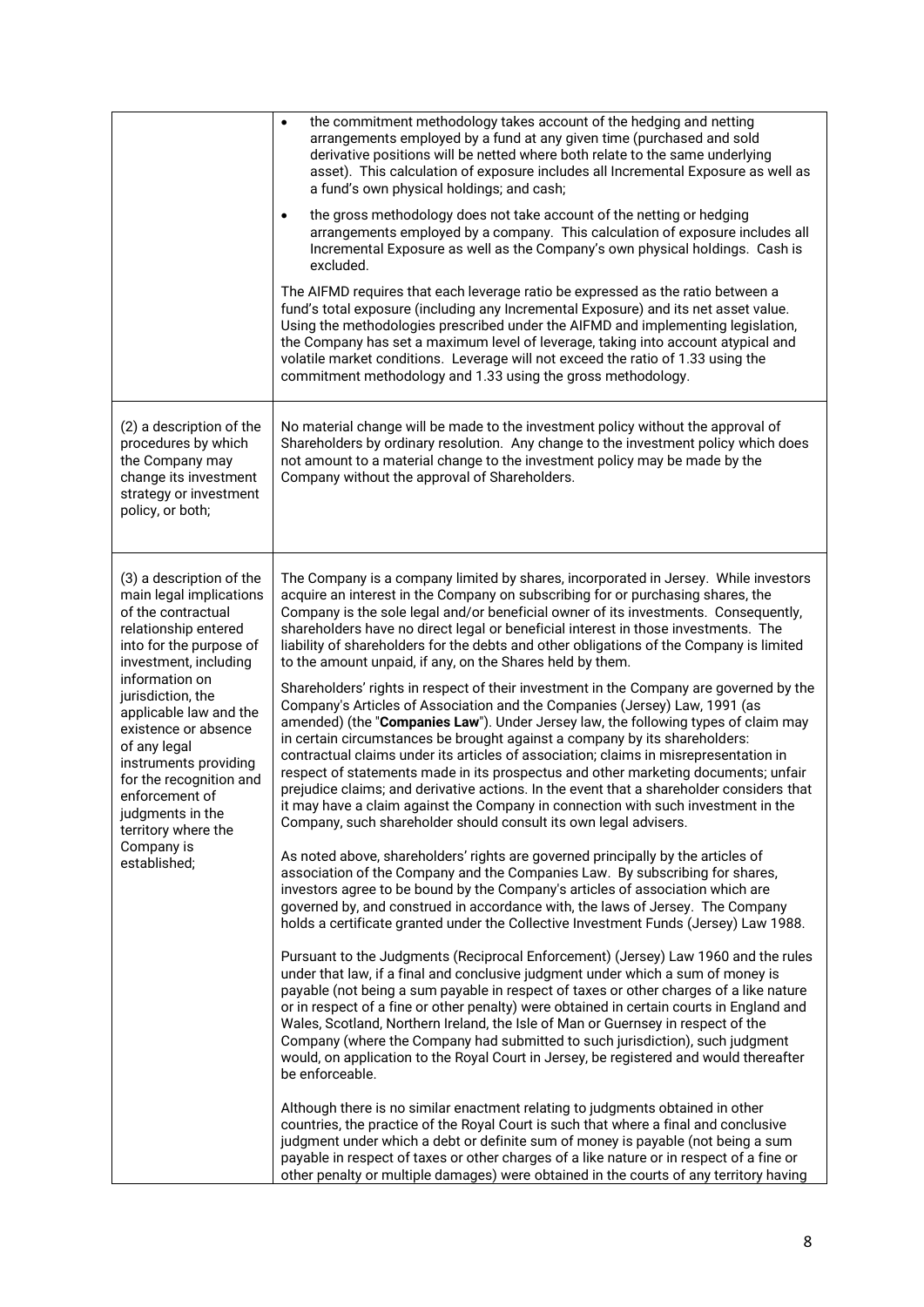| | |
|---|---|
| | • the commitment methodology takes account of the hedging and netting arrangements employed by a fund at any given time (purchased and sold derivative positions will be netted where both relate to the same underlying asset). This calculation of exposure includes all Incremental Exposure as well as a fund's own physical holdings; and cash;<br><br>• the gross methodology does not take account of the netting or hedging arrangements employed by a company. This calculation of exposure includes all Incremental Exposure as well as the Company's own physical holdings. Cash is excluded.<br><br>The AIFMD requires that each leverage ratio be expressed as the ratio between a fund's total exposure (including any Incremental Exposure) and its net asset value. Using the methodologies prescribed under the AIFMD and implementing legislation, the Company has set a maximum level of leverage, taking into account atypical and volatile market conditions. Leverage will not exceed the ratio of 1.33 using the commitment methodology and 1.33 using the gross methodology. |
| (2) a description of the procedures by which the Company may change its investment strategy or investment policy, or both; | No material change will be made to the investment policy without the approval of Shareholders by ordinary resolution. Any change to the investment policy which does not amount to a material change to the investment policy may be made by the Company without the approval of Shareholders. |
| (3) a description of the main legal implications of the contractual relationship entered into for the purpose of investment, including information on jurisdiction, the applicable law and the existence or absence of any legal instruments providing for the recognition and enforcement of judgments in the territory where the Company is established; | The Company is a company limited by shares, incorporated in Jersey. While investors acquire an interest in the Company on subscribing for or purchasing shares, the Company is the sole legal and/or beneficial owner of its investments. Consequently, shareholders have no direct legal or beneficial interest in those investments. The liability of shareholders for the debts and other obligations of the Company is limited to the amount unpaid, if any, on the Shares held by them.<br><br>Shareholders' rights in respect of their investment in the Company are governed by the Company's Articles of Association and the Companies (Jersey) Law, 1991 (as amended) (the "**Companies Law**"). Under Jersey law, the following types of claim may in certain circumstances be brought against a company by its shareholders: contractual claims under its articles of association; claims in misrepresentation in respect of statements made in its prospectus and other marketing documents; unfair prejudice claims; and derivative actions. In the event that a shareholder considers that it may have a claim against the Company in connection with such investment in the Company, such shareholder should consult its own legal advisers.<br><br>As noted above, shareholders' rights are governed principally by the articles of association of the Company and the Companies Law. By subscribing for shares, investors agree to be bound by the Company's articles of association which are governed by, and construed in accordance with, the laws of Jersey. The Company holds a certificate granted under the Collective Investment Funds (Jersey) Law 1988.<br><br>Pursuant to the Judgments (Reciprocal Enforcement) (Jersey) Law 1960 and the rules under that law, if a final and conclusive judgment under which a sum of money is payable (not being a sum payable in respect of taxes or other charges of a like nature or in respect of a fine or other penalty) were obtained in certain courts in England and Wales, Scotland, Northern Ireland, the Isle of Man or Guernsey in respect of the Company (where the Company had submitted to such jurisdiction), such judgment would, on application to the Royal Court in Jersey, be registered and would thereafter be enforceable.<br><br>Although there is no similar enactment relating to judgments obtained in other countries, the practice of the Royal Court is such that where a final and conclusive judgment under which a debt or definite sum of money is payable (not being a sum payable in respect of taxes or other charges of a like nature or in respect of a fine or other penalty or multiple damages) were obtained in the courts of any territory having |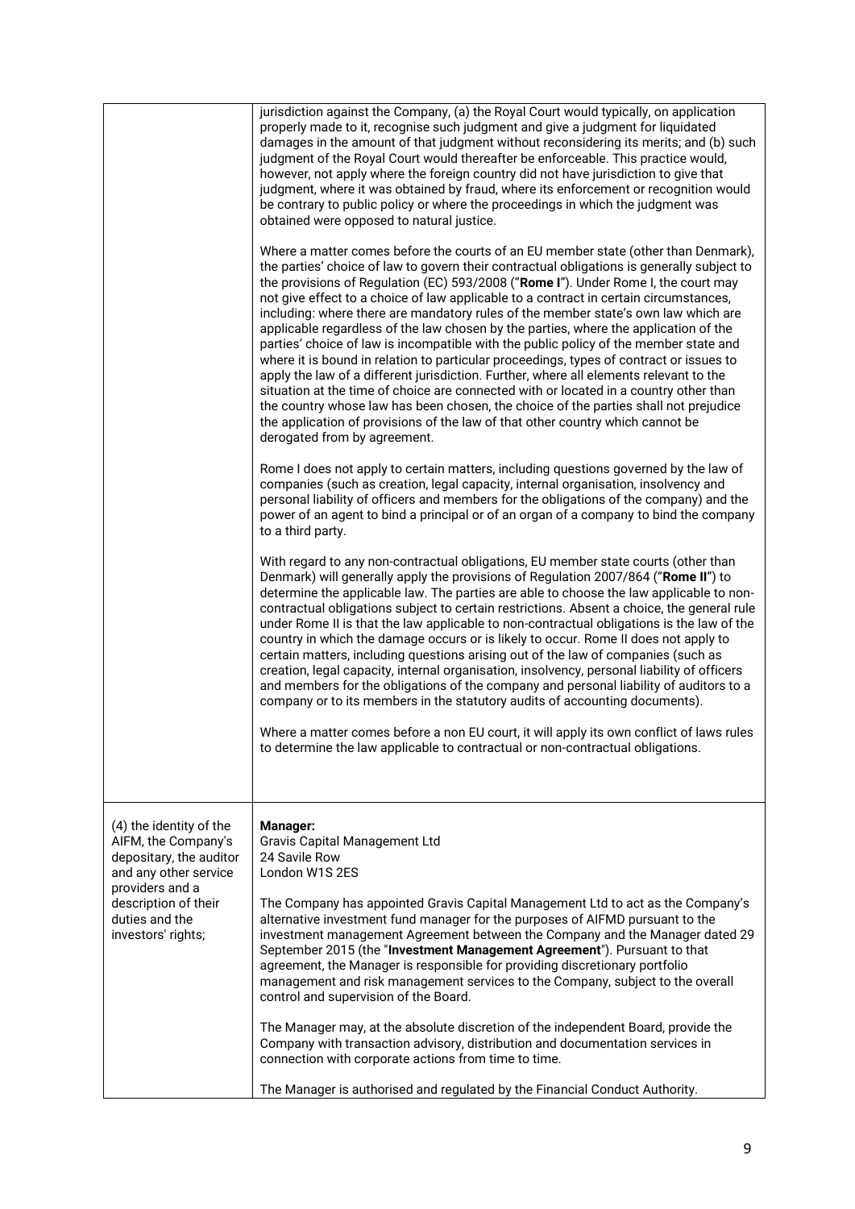| | |
|---|---|
| | jurisdiction against the Company, (a) the Royal Court would typically, on application properly made to it, recognise such judgment and give a judgment for liquidated damages in the amount of that judgment without reconsidering its merits; and (b) such judgment of the Royal Court would thereafter be enforceable. This practice would, however, not apply where the foreign country did not have jurisdiction to give that judgment, where it was obtained by fraud, where its enforcement or recognition would be contrary to public policy or where the proceedings in which the judgment was obtained were opposed to natural justice.<br><br>Where a matter comes before the courts of an EU member state (other than Denmark), the parties' choice of law to govern their contractual obligations is generally subject to the provisions of Regulation (EC) 593/2008 ("**Rome I**"). Under Rome I, the court may not give effect to a choice of law applicable to a contract in certain circumstances, including: where there are mandatory rules of the member state's own law which are applicable regardless of the law chosen by the parties, where the application of the parties' choice of law is incompatible with the public policy of the member state and where it is bound in relation to particular proceedings, types of contract or issues to apply the law of a different jurisdiction. Further, where all elements relevant to the situation at the time of choice are connected with or located in a country other than the country whose law has been chosen, the choice of the parties shall not prejudice the application of provisions of the law of that other country which cannot be derogated from by agreement.<br><br>Rome I does not apply to certain matters, including questions governed by the law of companies (such as creation, legal capacity, internal organisation, insolvency and personal liability of officers and members for the obligations of the company) and the power of an agent to bind a principal or of an organ of a company to bind the company to a third party.<br><br>With regard to any non-contractual obligations, EU member state courts (other than Denmark) will generally apply the provisions of Regulation 2007/864 ("**Rome II**") to determine the applicable law. The parties are able to choose the law applicable to non-contractual obligations subject to certain restrictions. Absent a choice, the general rule under Rome II is that the law applicable to non-contractual obligations is the law of the country in which the damage occurs or is likely to occur. Rome II does not apply to certain matters, including questions arising out of the law of companies (such as creation, legal capacity, internal organisation, insolvency, personal liability of officers and members for the obligations of the company and personal liability of auditors to a company or to its members in the statutory audits of accounting documents).<br><br>Where a matter comes before a non EU court, it will apply its own conflict of laws rules to determine the law applicable to contractual or non-contractual obligations. |
| (4) the identity of the AIFM, the Company's depositary, the auditor and any other service providers and a description of their duties and the investors' rights; | **Manager:**<br>Gravis Capital Management Ltd<br>24 Savile Row<br>London W1S 2ES<br><br>The Company has appointed Gravis Capital Management Ltd to act as the Company's alternative investment fund manager for the purposes of AIFMD pursuant to the investment management Agreement between the Company and the Manager dated 29 September 2015 (the "**Investment Management Agreement**"). Pursuant to that agreement, the Manager is responsible for providing discretionary portfolio management and risk management services to the Company, subject to the overall control and supervision of the Board.<br><br>The Manager may, at the absolute discretion of the independent Board, provide the Company with transaction advisory, distribution and documentation services in connection with corporate actions from time to time.<br><br>The Manager is authorised and regulated by the Financial Conduct Authority. |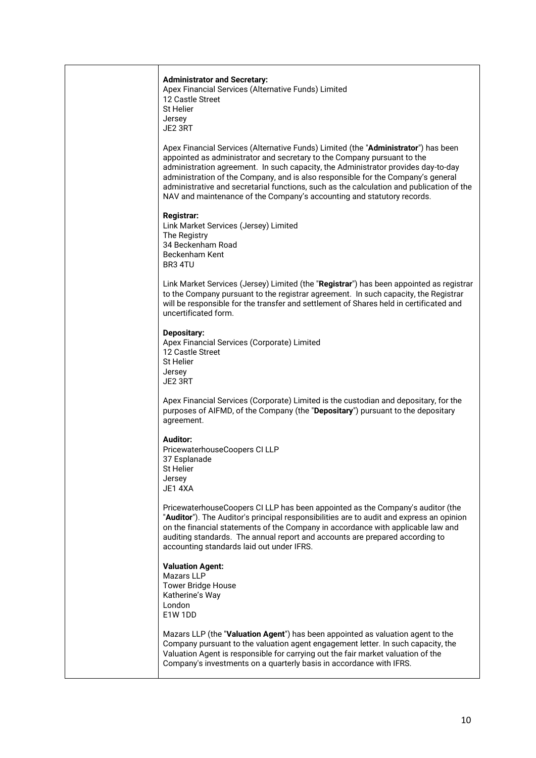**Administrator and Secretary:**
Apex Financial Services (Alternative Funds) Limited
12 Castle Street
St Helier
Jersey
JE2 3RT

Apex Financial Services (Alternative Funds) Limited (the "**Administrator**") has been appointed as administrator and secretary to the Company pursuant to the administration agreement. In such capacity, the Administrator provides day-to-day administration of the Company, and is also responsible for the Company's general administrative and secretarial functions, such as the calculation and publication of the NAV and maintenance of the Company's accounting and statutory records.

**Registrar:**
Link Market Services (Jersey) Limited
The Registry
34 Beckenham Road
Beckenham Kent
BR3 4TU

Link Market Services (Jersey) Limited (the "**Registrar**") has been appointed as registrar to the Company pursuant to the registrar agreement. In such capacity, the Registrar will be responsible for the transfer and settlement of Shares held in certificated and uncertificated form.

**Depositary:**
Apex Financial Services (Corporate) Limited
12 Castle Street
St Helier
Jersey
JE2 3RT

Apex Financial Services (Corporate) Limited is the custodian and depositary, for the purposes of AIFMD, of the Company (the "**Depositary**") pursuant to the depositary agreement.

**Auditor:**
PricewaterhouseCoopers CI LLP
37 Esplanade
St Helier
Jersey
JE1 4XA

PricewaterhouseCoopers CI LLP has been appointed as the Company's auditor (the "**Auditor**"). The Auditor's principal responsibilities are to audit and express an opinion on the financial statements of the Company in accordance with applicable law and auditing standards. The annual report and accounts are prepared according to accounting standards laid out under IFRS.

**Valuation Agent:**
Mazars LLP
Tower Bridge House
Katherine's Way
London
E1W 1DD

Mazars LLP (the "**Valuation Agent**") has been appointed as valuation agent to the Company pursuant to the valuation agent engagement letter. In such capacity, the Valuation Agent is responsible for carrying out the fair market valuation of the Company's investments on a quarterly basis in accordance with IFRS.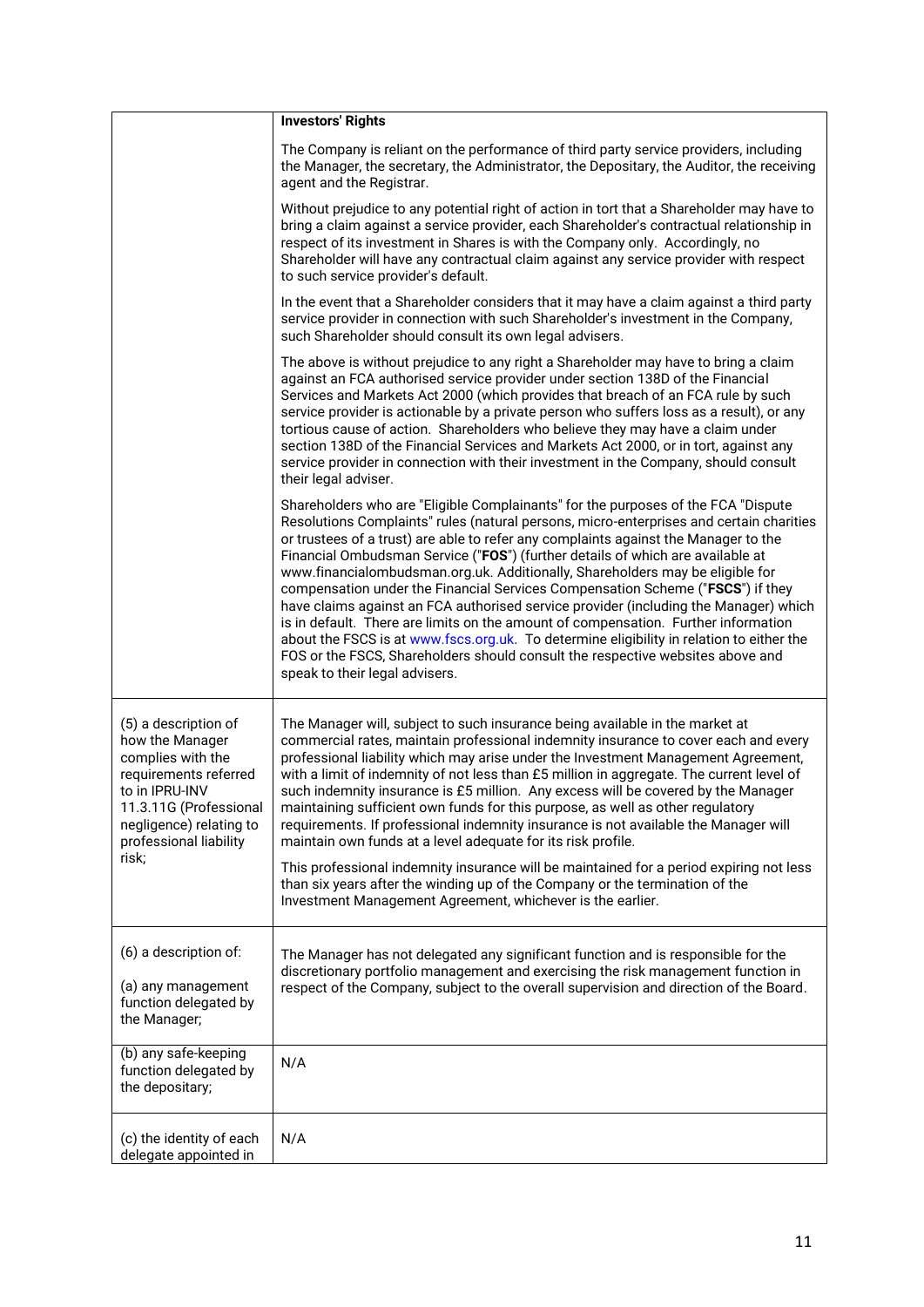| | |
|---|---|
| | **Investors' Rights**<br><br>The Company is reliant on the performance of third party service providers, including the Manager, the secretary, the Administrator, the Depositary, the Auditor, the receiving agent and the Registrar.<br><br>Without prejudice to any potential right of action in tort that a Shareholder may have to bring a claim against a service provider, each Shareholder's contractual relationship in respect of its investment in Shares is with the Company only. Accordingly, no Shareholder will have any contractual claim against any service provider with respect to such service provider's default.<br><br>In the event that a Shareholder considers that it may have a claim against a third party service provider in connection with such Shareholder's investment in the Company, such Shareholder should consult its own legal advisers.<br><br>The above is without prejudice to any right a Shareholder may have to bring a claim against an FCA authorised service provider under section 138D of the Financial Services and Markets Act 2000 (which provides that breach of an FCA rule by such service provider is actionable by a private person who suffers loss as a result), or any tortious cause of action. Shareholders who believe they may have a claim under section 138D of the Financial Services and Markets Act 2000, or in tort, against any service provider in connection with their investment in the Company, should consult their legal adviser.<br><br>Shareholders who are "Eligible Complainants" for the purposes of the FCA "Dispute Resolutions Complaints" rules (natural persons, micro-enterprises and certain charities or trustees of a trust) are able to refer any complaints against the Manager to the Financial Ombudsman Service ("**FOS**") (further details of which are available at www.financialombudsman.org.uk. Additionally, Shareholders may be eligible for compensation under the Financial Services Compensation Scheme ("**FSCS**") if they have claims against an FCA authorised service provider (including the Manager) which is in default. There are limits on the amount of compensation. Further information about the FSCS is at www.fscs.org.uk. To determine eligibility in relation to either the FOS or the FSCS, Shareholders should consult the respective websites above and speak to their legal advisers. |
| (5) a description of how the Manager complies with the requirements referred to in IPRU-INV 11.3.11G (Professional negligence) relating to professional liability risk; | The Manager will, subject to such insurance being available in the market at commercial rates, maintain professional indemnity insurance to cover each and every professional liability which may arise under the Investment Management Agreement, with a limit of indemnity of not less than £5 million in aggregate. The current level of such indemnity insurance is £5 million. Any excess will be covered by the Manager maintaining sufficient own funds for this purpose, as well as other regulatory requirements. If professional indemnity insurance is not available the Manager will maintain own funds at a level adequate for its risk profile.<br><br>This professional indemnity insurance will be maintained for a period expiring not less than six years after the winding up of the Company or the termination of the Investment Management Agreement, whichever is the earlier. |
| (6) a description of:<br><br>(a) any management function delegated by the Manager; | The Manager has not delegated any significant function and is responsible for the discretionary portfolio management and exercising the risk management function in respect of the Company, subject to the overall supervision and direction of the Board. |
| (b) any safe-keeping function delegated by the depositary; | N/A |
| (c) the identity of each delegate appointed in | N/A |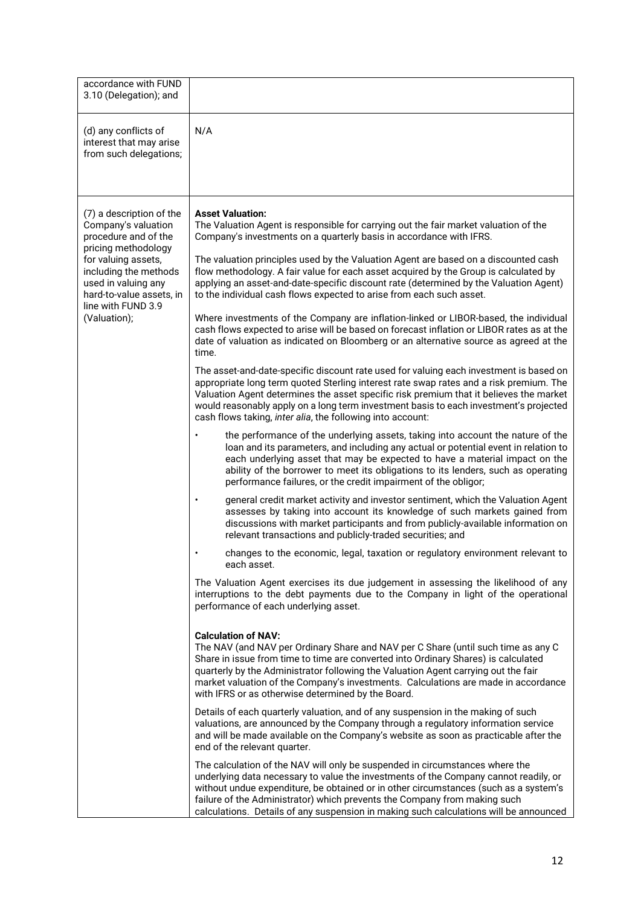| | |
|---|---|
| accordance with FUND 3.10 (Delegation); and | |
| (d) any conflicts of interest that may arise from such delegations; | N/A |
| (7) a description of the Company's valuation procedure and of the pricing methodology for valuing assets, including the methods used in valuing any hard-to-value assets, in line with FUND 3.9 (Valuation); | **Asset Valuation:**<br>The Valuation Agent is responsible for carrying out the fair market valuation of the Company's investments on a quarterly basis in accordance with IFRS.<br><br>The valuation principles used by the Valuation Agent are based on a discounted cash flow methodology. A fair value for each asset acquired by the Group is calculated by applying an asset-and-date-specific discount rate (determined by the Valuation Agent) to the individual cash flows expected to arise from each such asset.<br><br>Where investments of the Company are inflation-linked or LIBOR-based, the individual cash flows expected to arise will be based on forecast inflation or LIBOR rates as at the date of valuation as indicated on Bloomberg or an alternative source as agreed at the time.<br><br>The asset-and-date-specific discount rate used for valuing each investment is based on appropriate long term quoted Sterling interest rate swap rates and a risk premium. The Valuation Agent determines the asset specific risk premium that it believes the market would reasonably apply on a long term investment basis to each investment's projected cash flows taking, *inter alia*, the following into account:<br><br>• the performance of the underlying assets, taking into account the nature of the loan and its parameters, and including any actual or potential event in relation to each underlying asset that may be expected to have a material impact on the ability of the borrower to meet its obligations to its lenders, such as operating performance failures, or the credit impairment of the obligor;<br><br>• general credit market activity and investor sentiment, which the Valuation Agent assesses by taking into account its knowledge of such markets gained from discussions with market participants and from publicly-available information on relevant transactions and publicly-traded securities; and<br><br>• changes to the economic, legal, taxation or regulatory environment relevant to each asset.<br><br>The Valuation Agent exercises its due judgement in assessing the likelihood of any interruptions to the debt payments due to the Company in light of the operational performance of each underlying asset.<br><br>**Calculation of NAV:**<br>The NAV (and NAV per Ordinary Share and NAV per C Share (until such time as any C Share in issue from time to time are converted into Ordinary Shares) is calculated quarterly by the Administrator following the Valuation Agent carrying out the fair market valuation of the Company's investments. Calculations are made in accordance with IFRS or as otherwise determined by the Board.<br><br>Details of each quarterly valuation, and of any suspension in the making of such valuations, are announced by the Company through a regulatory information service and will be made available on the Company's website as soon as practicable after the end of the relevant quarter.<br><br>The calculation of the NAV will only be suspended in circumstances where the underlying data necessary to value the investments of the Company cannot readily, or without undue expenditure, be obtained or in other circumstances (such as a system's failure of the Administrator) which prevents the Company from making such calculations. Details of any suspension in making such calculations will be announced |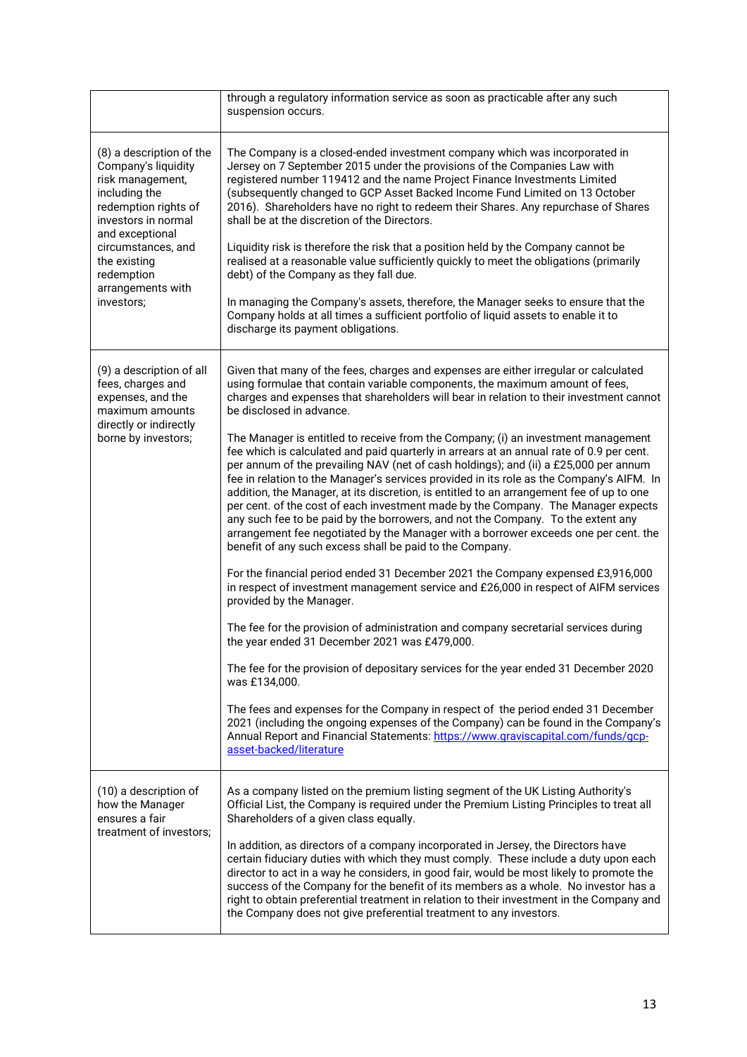| | |
|---|---|
| | through a regulatory information service as soon as practicable after any such suspension occurs. |
| (8) a description of the Company's liquidity risk management, including the redemption rights of investors in normal and exceptional circumstances, and the existing redemption arrangements with investors; | The Company is a closed-ended investment company which was incorporated in Jersey on 7 September 2015 under the provisions of the Companies Law with registered number 119412 and the name Project Finance Investments Limited (subsequently changed to GCP Asset Backed Income Fund Limited on 13 October 2016). Shareholders have no right to redeem their Shares. Any repurchase of Shares shall be at the discretion of the Directors.<br><br>Liquidity risk is therefore the risk that a position held by the Company cannot be realised at a reasonable value sufficiently quickly to meet the obligations (primarily debt) of the Company as they fall due.<br><br>In managing the Company's assets, therefore, the Manager seeks to ensure that the Company holds at all times a sufficient portfolio of liquid assets to enable it to discharge its payment obligations. |
| (9) a description of all fees, charges and expenses, and the maximum amounts directly or indirectly borne by investors; | Given that many of the fees, charges and expenses are either irregular or calculated using formulae that contain variable components, the maximum amount of fees, charges and expenses that shareholders will bear in relation to their investment cannot be disclosed in advance.<br><br>The Manager is entitled to receive from the Company; (i) an investment management fee which is calculated and paid quarterly in arrears at an annual rate of 0.9 per cent. per annum of the prevailing NAV (net of cash holdings); and (ii) a £25,000 per annum fee in relation to the Manager's services provided in its role as the Company's AIFM. In addition, the Manager, at its discretion, is entitled to an arrangement fee of up to one per cent. of the cost of each investment made by the Company. The Manager expects any such fee to be paid by the borrowers, and not the Company. To the extent any arrangement fee negotiated by the Manager with a borrower exceeds one per cent. the benefit of any such excess shall be paid to the Company.<br><br>For the financial period ended 31 December 2021 the Company expensed £3,916,000 in respect of investment management service and £26,000 in respect of AIFM services provided by the Manager.<br><br>The fee for the provision of administration and company secretarial services during the year ended 31 December 2021 was £479,000.<br><br>The fee for the provision of depositary services for the year ended 31 December 2020 was £134,000.<br><br>The fees and expenses for the Company in respect of the period ended 31 December 2021 (including the ongoing expenses of the Company) can be found in the Company's Annual Report and Financial Statements: [https://www.graviscapital.com/funds/gcp-asset-backed/literature](https://www.graviscapital.com/funds/gcp-asset-backed/literature) |
| (10) a description of how the Manager ensures a fair treatment of investors; | As a company listed on the premium listing segment of the UK Listing Authority's Official List, the Company is required under the Premium Listing Principles to treat all Shareholders of a given class equally.<br><br>In addition, as directors of a company incorporated in Jersey, the Directors have certain fiduciary duties with which they must comply. These include a duty upon each director to act in a way he considers, in good fair, would be most likely to promote the success of the Company for the benefit of its members as a whole. No investor has a right to obtain preferential treatment in relation to their investment in the Company and the Company does not give preferential treatment to any investors. |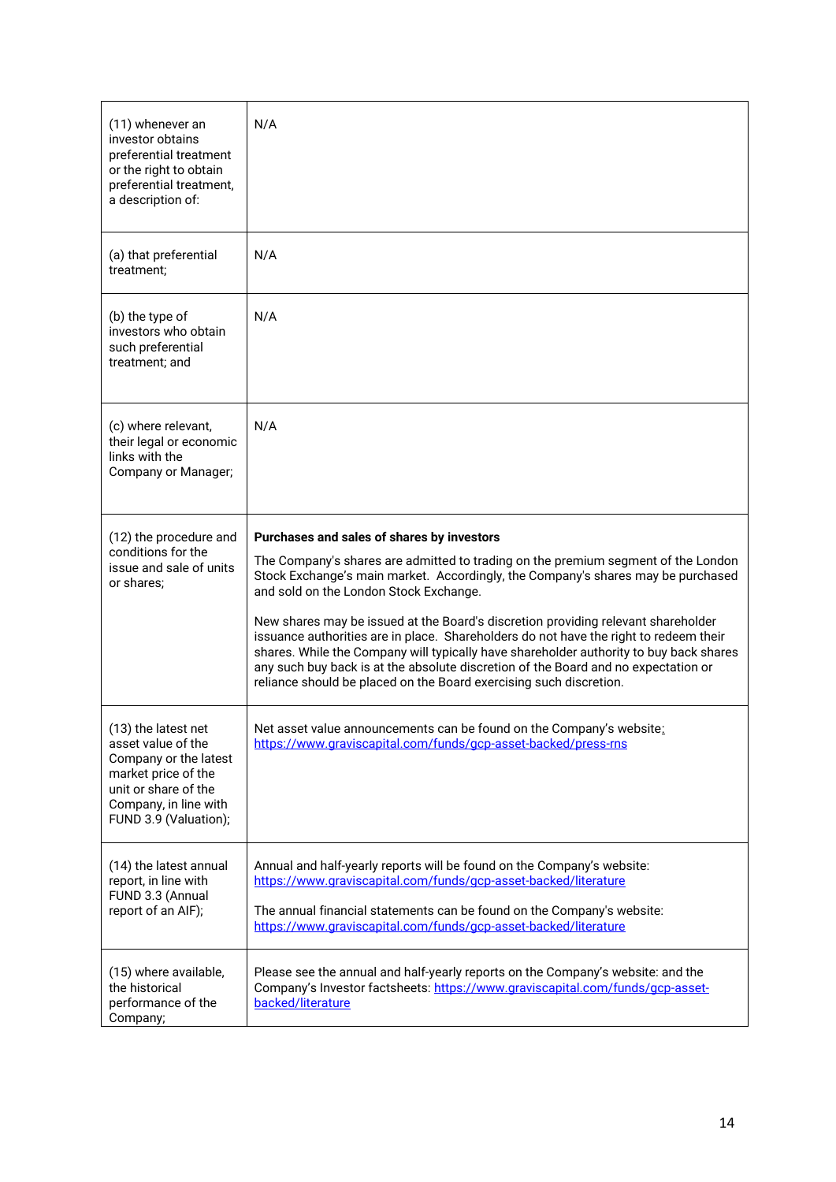| | |
|---|---|
| (11) whenever an investor obtains preferential treatment or the right to obtain preferential treatment, a description of: | N/A |
| (a) that preferential treatment; | N/A |
| (b) the type of investors who obtain such preferential treatment; and | N/A |
| (c) where relevant, their legal or economic links with the Company or Manager; | N/A |
| (12) the procedure and conditions for the issue and sale of units or shares; | **Purchases and sales of shares by investors**<br><br>The Company's shares are admitted to trading on the premium segment of the London Stock Exchange's main market. Accordingly, the Company's shares may be purchased and sold on the London Stock Exchange.<br><br>New shares may be issued at the Board's discretion providing relevant shareholder issuance authorities are in place. Shareholders do not have the right to redeem their shares. While the Company will typically have shareholder authority to buy back shares any such buy back is at the absolute discretion of the Board and no expectation or reliance should be placed on the Board exercising such discretion. |
| (13) the latest net asset value of the Company or the latest market price of the unit or share of the Company, in line with FUND 3.9 (Valuation); | Net asset value announcements can be found on the Company's website: https://www.graviscapital.com/funds/gcp-asset-backed/press-rns |
| (14) the latest annual report, in line with FUND 3.3 (Annual report of an AIF); | Annual and half-yearly reports will be found on the Company's website: https://www.graviscapital.com/funds/gcp-asset-backed/literature<br><br>The annual financial statements can be found on the Company's website: https://www.graviscapital.com/funds/gcp-asset-backed/literature |
| (15) where available, the historical performance of the Company; | Please see the annual and half-yearly reports on the Company's website: and the Company's Investor factsheets: https://www.graviscapital.com/funds/gcp-asset-backed/literature |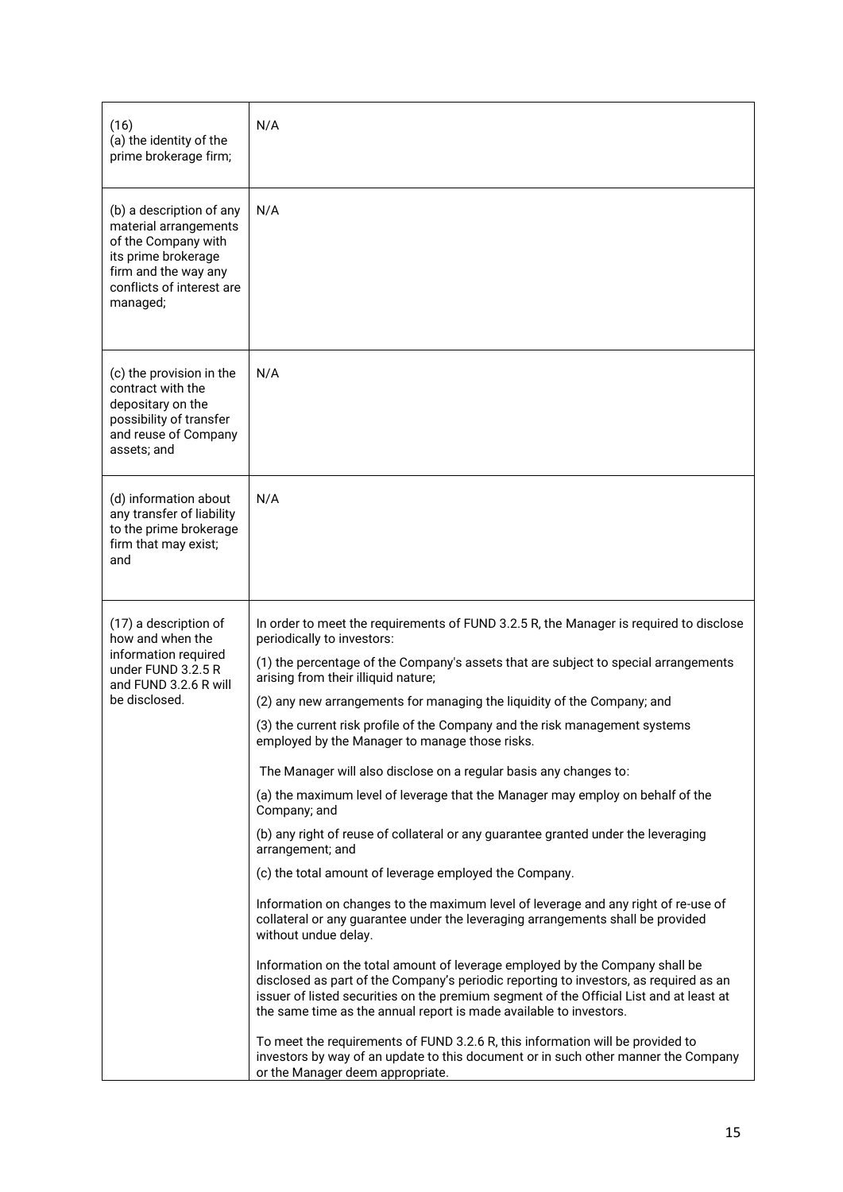| | |
|---|---|
| (16)<br>(a) the identity of the prime brokerage firm; | N/A |
| (b) a description of any material arrangements of the Company with its prime brokerage firm and the way any conflicts of interest are managed; | N/A |
| (c) the provision in the contract with the depositary on the possibility of transfer and reuse of Company assets; and | N/A |
| (d) information about any transfer of liability to the prime brokerage firm that may exist; and | N/A |
| (17) a description of how and when the information required under FUND 3.2.5 R and FUND 3.2.6 R will be disclosed. | In order to meet the requirements of FUND 3.2.5 R, the Manager is required to disclose periodically to investors:<br>(1) the percentage of the Company's assets that are subject to special arrangements arising from their illiquid nature;<br>(2) any new arrangements for managing the liquidity of the Company; and<br>(3) the current risk profile of the Company and the risk management systems employed by the Manager to manage those risks.<br>The Manager will also disclose on a regular basis any changes to:<br>(a) the maximum level of leverage that the Manager may employ on behalf of the Company; and<br>(b) any right of reuse of collateral or any guarantee granted under the leveraging arrangement; and<br>(c) the total amount of leverage employed the Company.<br>Information on changes to the maximum level of leverage and any right of re-use of collateral or any guarantee under the leveraging arrangements shall be provided without undue delay.<br>Information on the total amount of leverage employed by the Company shall be disclosed as part of the Company's periodic reporting to investors, as required as an issuer of listed securities on the premium segment of the Official List and at least at the same time as the annual report is made available to investors.<br>To meet the requirements of FUND 3.2.6 R, this information will be provided to investors by way of an update to this document or in such other manner the Company or the Manager deem appropriate. |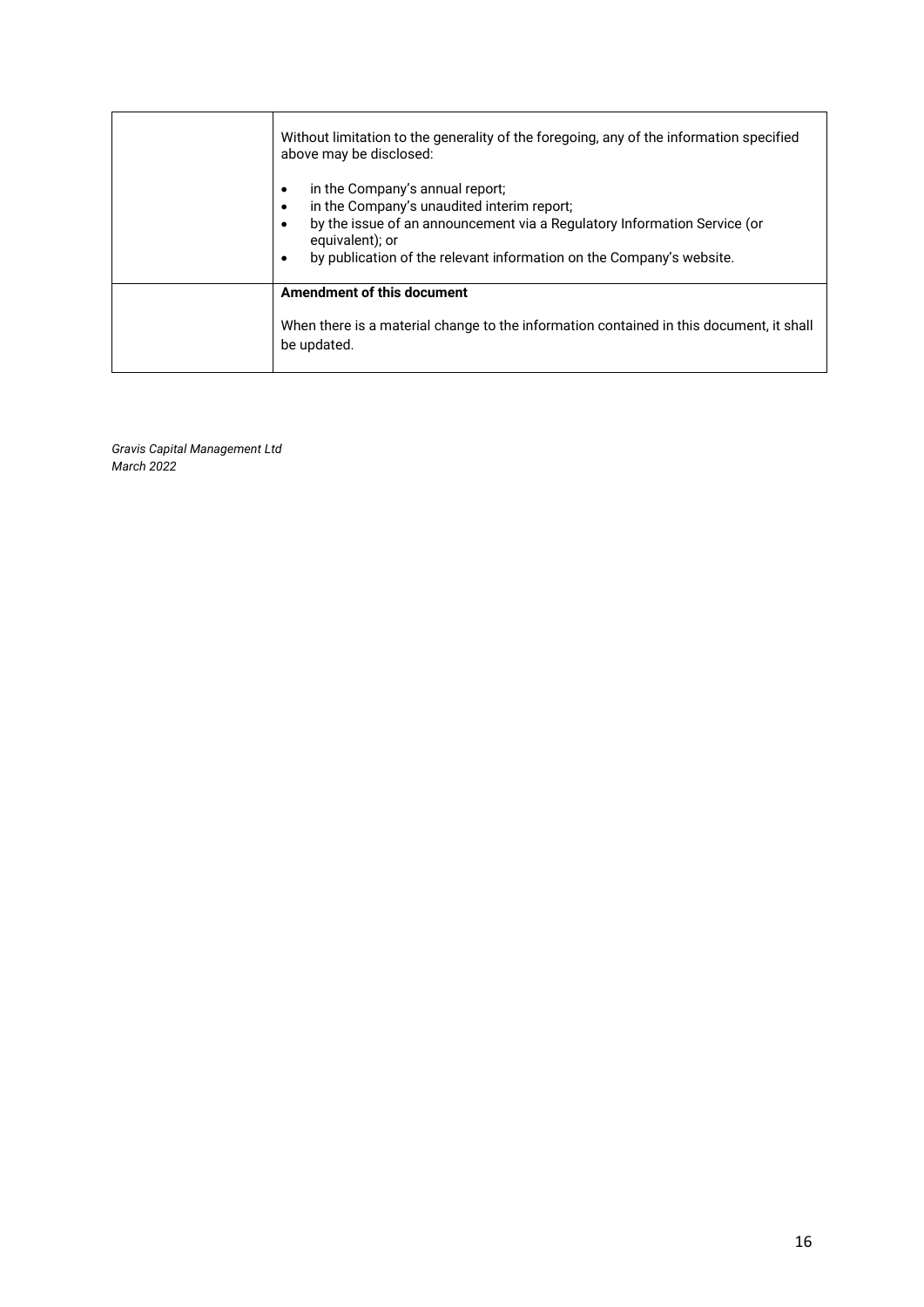| | |
|---|---|
| | Without limitation to the generality of the foregoing, any of the information specified above may be disclosed:<br><br>• in the Company's annual report;<br>• in the Company's unaudited interim report;<br>• by the issue of an announcement via a Regulatory Information Service (or equivalent); or<br>• by publication of the relevant information on the Company's website. |
| | **Amendment of this document**<br><br>When there is a material change to the information contained in this document, it shall be updated. |

*Gravis Capital Management Ltd*
*March 2022*